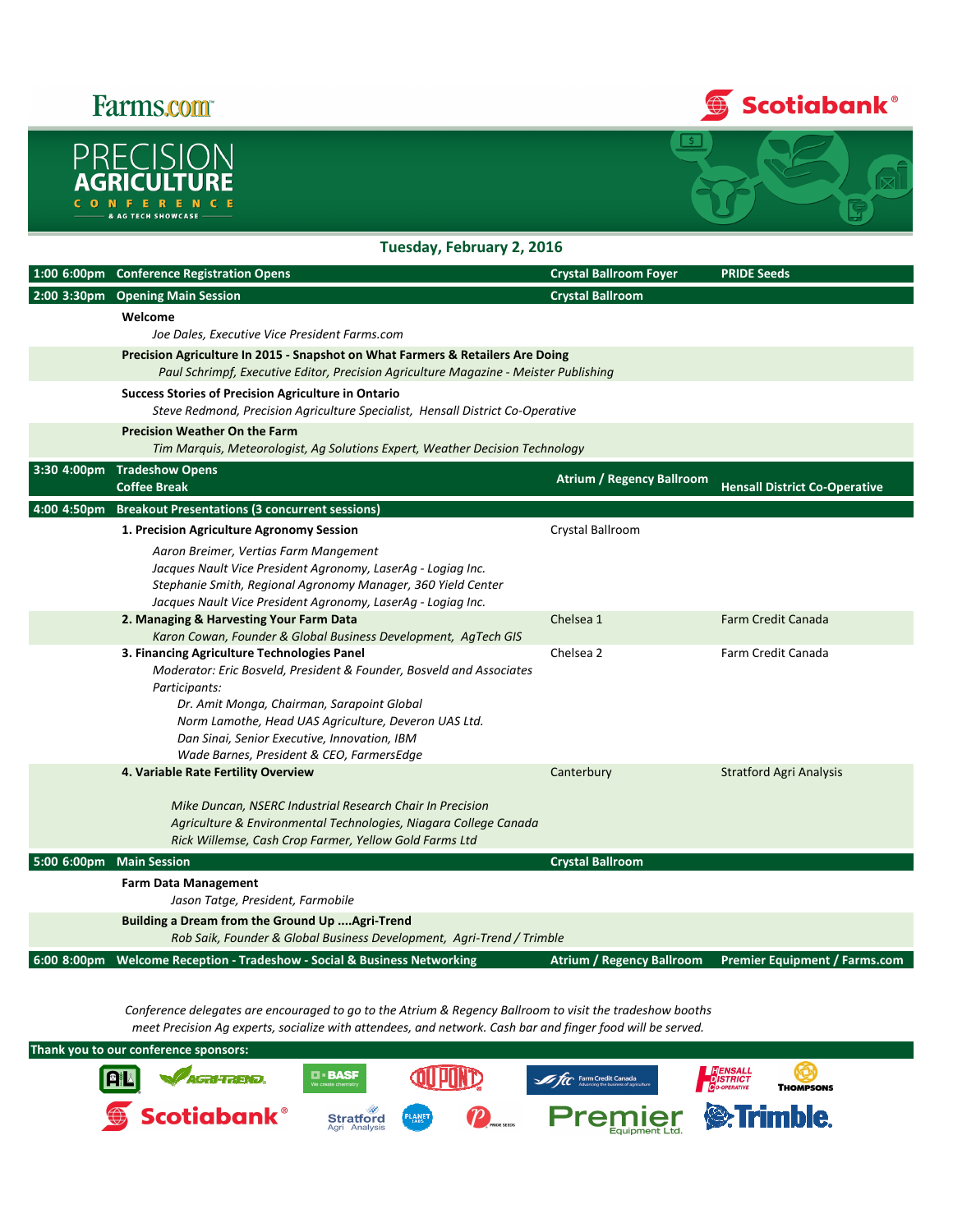Farms.com

Scotiabank®

# PRECISION AGRICULTURE CONFERENCE & AG TECH SHOWCASE

## Tuesday, February 2, 2016

| Time | Session | Location | Sponsor |
|---|---|---|---|
| **1:00 6:00pm** | **Conference Registration Opens** | **Crystal Ballroom Foyer** | **PRIDE Seeds** |
| **2:00 3:30pm** | **Opening Main Session** | **Crystal Ballroom** | |
| | **Welcome**<br>*Joe Dales, Executive Vice President Farms.com* | | |
| | **Precision Agriculture In 2015 - Snapshot on What Farmers & Retailers Are Doing**<br>*Paul Schrimpf, Executive Editor, Precision Agriculture Magazine - Meister Publishing* | | |
| | **Success Stories of Precision Agriculture in Ontario**<br>*Steve Redmond, Precision Agriculture Specialist, Hensall District Co-Operative* | | |
| | **Precision Weather On the Farm**<br>*Tim Marquis, Meteorologist, Ag Solutions Expert, Weather Decision Technology* | | |
| **3:30 4:00pm** | **Tradeshow Opens**<br>**Coffee Break** | **Atrium / Regency Ballroom** | **Hensall District Co-Operative** |
| **4:00 4:50pm** | **Breakout Presentations (3 concurrent sessions)** | | |
| | **1. Precision Agriculture Agronomy Session**<br>*Aaron Breimer, Vertias Farm Mangement*<br>*Jacques Nault Vice President Agronomy, LaserAg - Logiag Inc.*<br>*Stephanie Smith, Regional Agronomy Manager, 360 Yield Center*<br>*Jacques Nault Vice President Agronomy, LaserAg - Logiag Inc.* | Crystal Ballroom | |
| | **2. Managing & Harvesting Your Farm Data**<br>*Karon Cowan, Founder & Global Business Development, AgTech GIS* | Chelsea 1 | Farm Credit Canada |
| | **3. Financing Agriculture Technologies Panel**<br>*Moderator: Eric Bosveld, President & Founder, Bosveld and Associates*<br>*Participants:*<br>*Dr. Amit Monga, Chairman, Sarapoint Global*<br>*Norm Lamothe, Head UAS Agriculture, Deveron UAS Ltd.*<br>*Dan Sinai, Senior Executive, Innovation, IBM*<br>*Wade Barnes, President & CEO, FarmersEdge* | Chelsea 2 | Farm Credit Canada |
| | **4. Variable Rate Fertility Overview**<br>*Mike Duncan, NSERC Industrial Research Chair In Precision Agriculture & Environmental Technologies, Niagara College Canada*<br>*Rick Willemse, Cash Crop Farmer, Yellow Gold Farms Ltd* | Canterbury | Stratford Agri Analysis |
| **5:00 6:00pm** | **Main Session** | **Crystal Ballroom** | |
| | **Farm Data Management**<br>*Jason Tatge, President, Farmobile* | | |
| | **Building a Dream from the Ground Up ....Agri-Trend**<br>*Rob Saik, Founder & Global Business Development, Agri-Trend / Trimble* | | |
| **6:00 8:00pm** | **Welcome Reception - Tradeshow - Social & Business Networking** | **Atrium / Regency Ballroom** | **Premier Equipment / Farms.com** |

*Conference delegates are encouraged to go to the Atrium & Regency Ballroom to visit the tradeshow booths meet Precision Ag experts, socialize with attendees, and network. Cash bar and finger food will be served.*

**Thank you to our conference sponsors:**

AL, Agri-Trend, BASF, DuPont, Farm Credit Canada, Hensall District Co-Operative, Thompsons, Scotiabank, Stratford Agri Analysis, Planet Labs, Pride Seeds, Premier Equipment Ltd., Trimble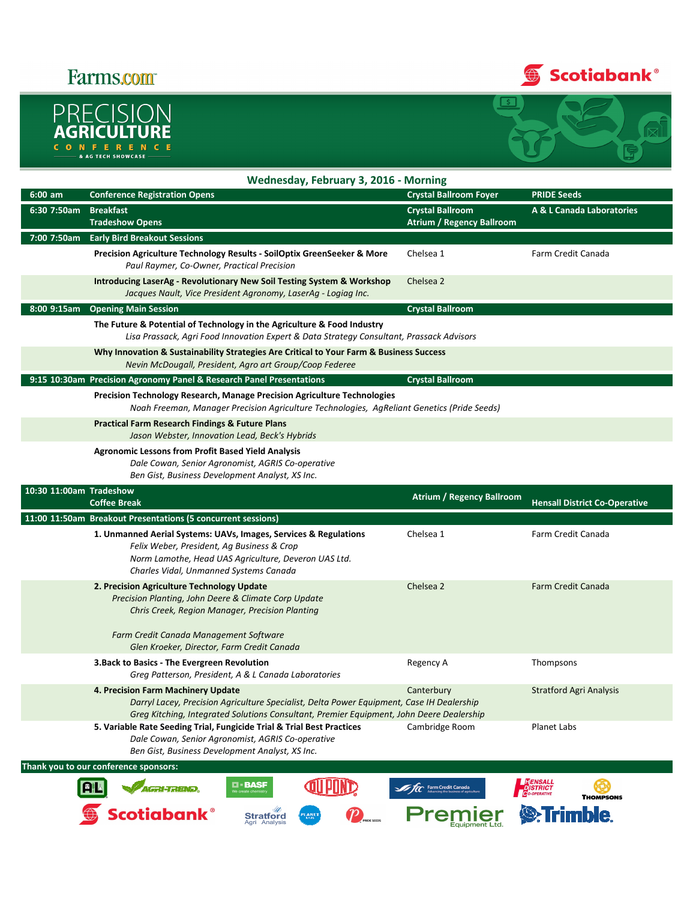Farms.com

Scotiabank®

# PRECISION AGRICULTURE CONFERENCE & AG TECH SHOWCASE

## Wednesday, February 3, 2016 - Morning

| Time | Session | Location | Sponsor |
|---|---|---|---|
| **6:00 am** | **Conference Registration Opens** | **Crystal Ballroom Foyer** | **PRIDE Seeds** |
| **6:30 7:50am** | **Breakfast**<br>**Tradeshow Opens** | **Crystal Ballroom**<br>**Atrium / Regency Ballroom** | **A & L Canada Laboratories** |
| **7:00 7:50am** | **Early Bird Breakout Sessions** | | |
| | **Precision Agriculture Technology Results - SoilOptix GreenSeeker & More**<br>*Paul Raymer, Co-Owner, Practical Precision* | Chelsea 1 | Farm Credit Canada |
| | **Introducing LaserAg - Revolutionary New Soil Testing System & Workshop**<br>*Jacques Nault, Vice President Agronomy, LaserAg - Logiag Inc.* | Chelsea 2 | |
| **8:00 9:15am** | **Opening Main Session** | **Crystal Ballroom** | |
| | **The Future & Potential of Technology in the Agriculture & Food Industry**<br>*Lisa Prassack, Agri Food Innovation Expert & Data Strategy Consultant, Prassack Advisors* | | |
| | **Why Innovation & Sustainability Strategies Are Critical to Your Farm & Business Success**<br>*Nevin McDougall, President, Agro art Group/Coop Federee* | | |
| **9:15 10:30am** | **Precision Agronomy Panel & Research Panel Presentations** | **Crystal Ballroom** | |
| | **Precision Technology Research, Manage Precision Agriculture Technologies**<br>*Noah Freeman, Manager Precision Agriculture Technologies, AgReliant Genetics (Pride Seeds)* | | |
| | **Practical Farm Research Findings & Future Plans**<br>*Jason Webster, Innovation Lead, Beck's Hybrids* | | |
| | **Agronomic Lessons from Profit Based Yield Analysis**<br>*Dale Cowan, Senior Agronomist, AGRIS Co-operative*<br>*Ben Gist, Business Development Analyst, XS Inc.* | | |
| **10:30 11:00am** | **Tradeshow**<br>**Coffee Break** | **Atrium / Regency Ballroom** | **Hensall District Co-Operative** |
| **11:00 11:50am** | **Breakout Presentations (5 concurrent sessions)** | | |
| | **1. Unmanned Aerial Systems: UAVs, Images, Services & Regulations**<br>*Felix Weber, President, Ag Business & Crop*<br>*Norm Lamothe, Head UAS Agriculture, Deveron UAS Ltd.*<br>*Charles Vidal, Unmanned Systems Canada* | Chelsea 1 | Farm Credit Canada |
| | **2. Precision Agriculture Technology Update**<br>*Precision Planting, John Deere & Climate Corp Update*<br>*Chris Creek, Region Manager, Precision Planting*<br><br>*Farm Credit Canada Management Software*<br>*Glen Kroeker, Director, Farm Credit Canada* | Chelsea 2 | Farm Credit Canada |
| | **3.Back to Basics - The Evergreen Revolution**<br>*Greg Patterson, President, A & L Canada Laboratories* | Regency A | Thompsons |
| | **4. Precision Farm Machinery Update**<br>*Darryl Lacey, Precision Agriculture Specialist, Delta Power Equipment, Case IH Dealership*<br>*Greg Kitching, Integrated Solutions Consultant, Premier Equipment, John Deere Dealership* | Canterbury | Stratford Agri Analysis |
| | **5. Variable Rate Seeding Trial, Fungicide Trial & Trial Best Practices**<br>*Dale Cowan, Senior Agronomist, AGRIS Co-operative*<br>*Ben Gist, Business Development Analyst, XS Inc.* | Cambridge Room | Planet Labs |

**Thank you to our conference sponsors:**

A&L, Agri-Trend, BASF, DuPont, Farm Credit Canada, Hensall District Co-operative, Thompsons, Scotiabank, Stratford Agri Analysis, Planet Labs, Pride Seeds, Premier Equipment Ltd., Trimble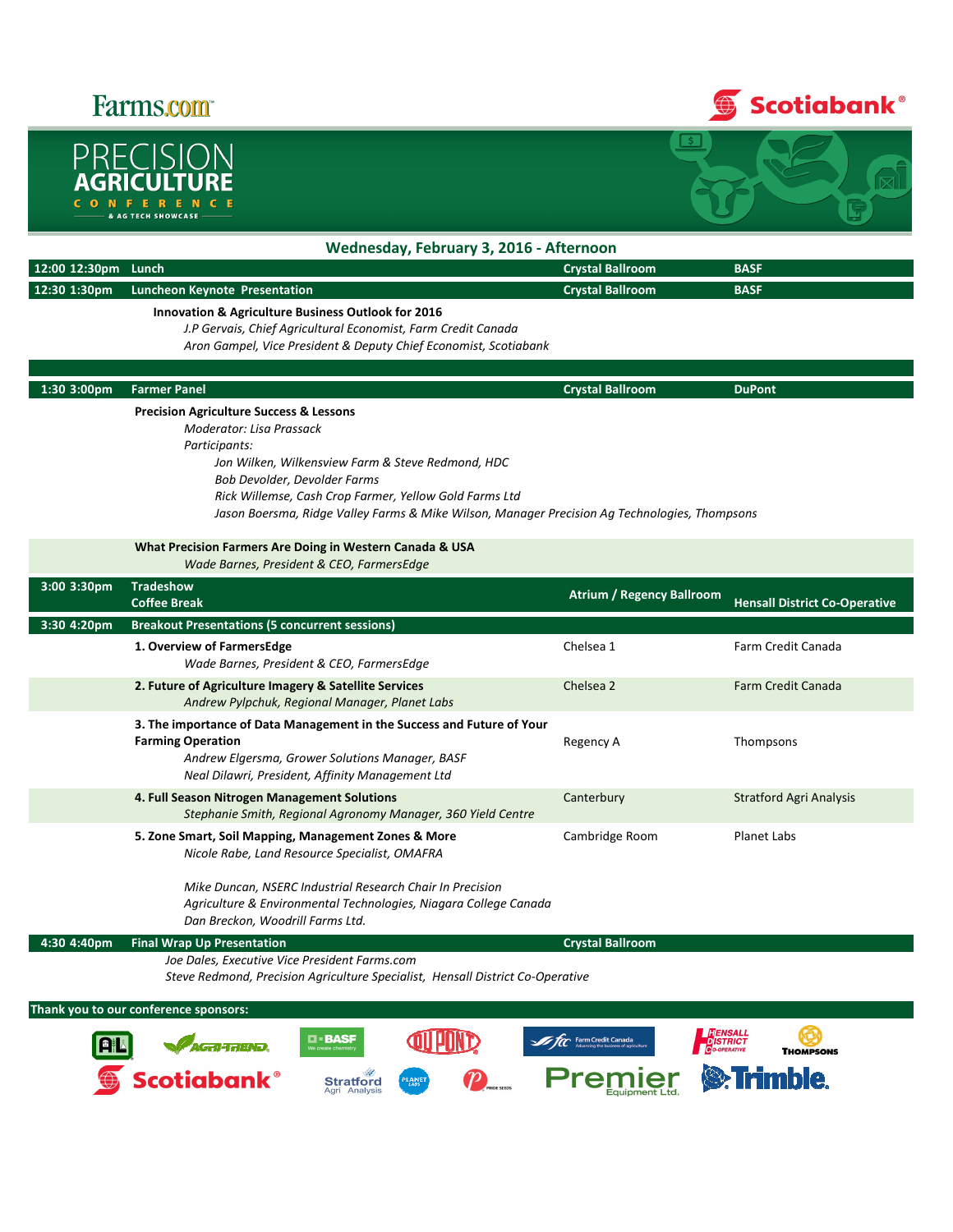Farms.com

Scotiabank®

# PRECISION AGRICULTURE CONFERENCE & AG TECH SHOWCASE

## Wednesday, February 3, 2016 - Afternoon

| | | | |
|---|---|---|---|
| **12:00 12:30pm** | **Lunch** | **Crystal Ballroom** | **BASF** |
| **12:30 1:30pm** | **Luncheon Keynote Presentation** | **Crystal Ballroom** | **BASF** |
| | **Innovation & Agriculture Business Outlook for 2016**<br>*J.P Gervais, Chief Agricultural Economist, Farm Credit Canada*<br>*Aron Gampel, Vice President & Deputy Chief Economist, Scotiabank* | | |
| **1:30 3:00pm** | **Farmer Panel** | **Crystal Ballroom** | **DuPont** |
| | **Precision Agriculture Success & Lessons**<br>*Moderator: Lisa Prassack*<br>*Participants:*<br>*Jon Wilken, Wilkensview Farm & Steve Redmond, HDC*<br>*Bob Devolder, Devolder Farms*<br>*Rick Willemse, Cash Crop Farmer, Yellow Gold Farms Ltd*<br>*Jason Boersma, Ridge Valley Farms & Mike Wilson, Manager Precision Ag Technologies, Thompsons* | | |
| | **What Precision Farmers Are Doing in Western Canada & USA**<br>*Wade Barnes, President & CEO, FarmersEdge* | | |
| **3:00 3:30pm** | **Tradeshow**<br>**Coffee Break** | **Atrium / Regency Ballroom** | **Hensall District Co-Operative** |
| **3:30 4:20pm** | **Breakout Presentations (5 concurrent sessions)** | | |
| | **1. Overview of FarmersEdge**<br>*Wade Barnes, President & CEO, FarmersEdge* | Chelsea 1 | Farm Credit Canada |
| | **2. Future of Agriculture Imagery & Satellite Services**<br>*Andrew Pylpchuk, Regional Manager, Planet Labs* | Chelsea 2 | Farm Credit Canada |
| | **3. The importance of Data Management in the Success and Future of Your Farming Operation**<br>*Andrew Elgersma, Grower Solutions Manager, BASF*<br>*Neal Dilawri, President, Affinity Management Ltd* | Regency A | Thompsons |
| | **4. Full Season Nitrogen Management Solutions**<br>*Stephanie Smith, Regional Agronomy Manager, 360 Yield Centre* | Canterbury | Stratford Agri Analysis |
| | **5. Zone Smart, Soil Mapping, Management Zones & More**<br>*Nicole Rabe, Land Resource Specialist, OMAFRA*<br>*Mike Duncan, NSERC Industrial Research Chair In Precision Agriculture & Environmental Technologies, Niagara College Canada*<br>*Dan Breckon, Woodrill Farms Ltd.* | Cambridge Room | Planet Labs |
| **4:30 4:40pm** | **Final Wrap Up Presentation** | **Crystal Ballroom** | |
| | *Joe Dales, Executive Vice President Farms.com*<br>*Steve Redmond, Precision Agriculture Specialist, Hensall District Co-Operative* | | |

**Thank you to our conference sponsors:**

AL, Agri-Trend, BASF, DuPont, Farm Credit Canada, Hensall District Co-Operative, Thompsons, Scotiabank, Stratford Agri Analysis, Planet Labs, Pride Seeds, Premier Equipment Ltd., Trimble